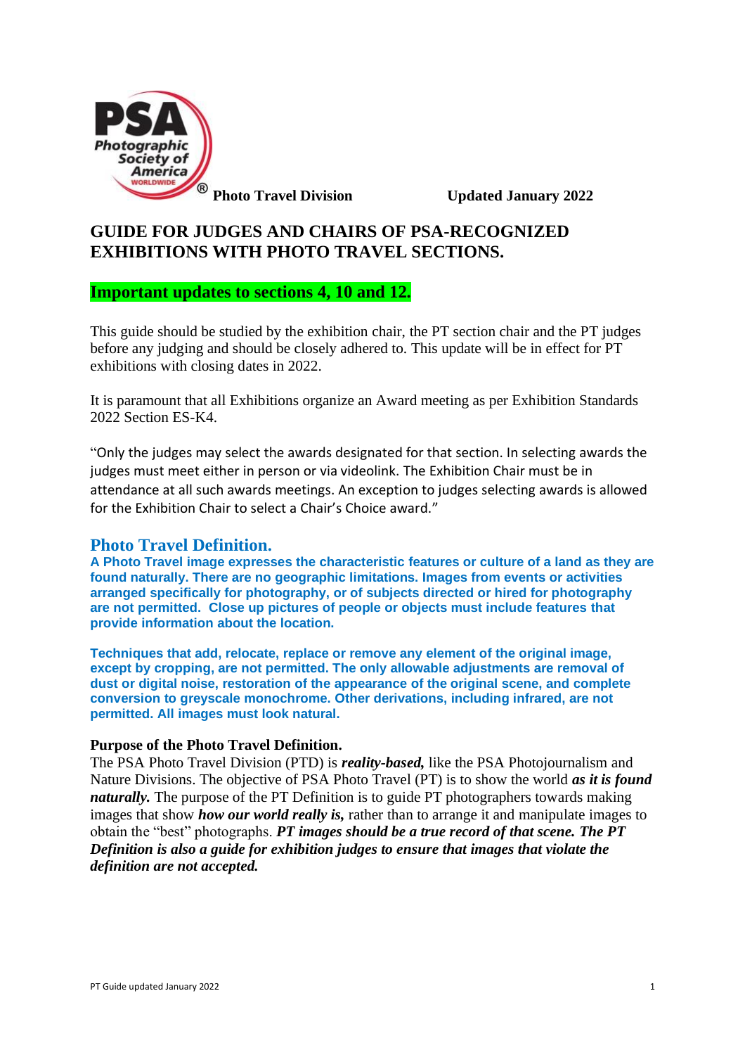Photographic Society of America WORLDWIDE® **Photo Travel Division** **Updated January 2022**

# GUIDE FOR JUDGES AND CHAIRS OF PSA-RECOGNIZED EXHIBITIONS WITH PHOTO TRAVEL SECTIONS.

**Important updates to sections 4, 10 and 12.**

This guide should be studied by the exhibition chair, the PT section chair and the PT judges before any judging and should be closely adhered to. This update will be in effect for PT exhibitions with closing dates in 2022.

It is paramount that all Exhibitions organize an Award meeting as per Exhibition Standards 2022 Section ES-K4.

"Only the judges may select the awards designated for that section. In selecting awards the judges must meet either in person or via videolink. The Exhibition Chair must be in attendance at all such awards meetings. An exception to judges selecting awards is allowed for the Exhibition Chair to select a Chair's Choice award."

## Photo Travel Definition.

**A Photo Travel image expresses the characteristic features or culture of a land as they are found naturally. There are no geographic limitations. Images from events or activities arranged specifically for photography, or of subjects directed or hired for photography are not permitted. Close up pictures of people or objects must include features that provide information about the location.**

**Techniques that add, relocate, replace or remove any element of the original image, except by cropping, are not permitted. The only allowable adjustments are removal of dust or digital noise, restoration of the appearance of the original scene, and complete conversion to greyscale monochrome. Other derivations, including infrared, are not permitted. All images must look natural.**

**Purpose of the Photo Travel Definition.**

The PSA Photo Travel Division (PTD) is ***reality-based,*** like the PSA Photojournalism and Nature Divisions. The objective of PSA Photo Travel (PT) is to show the world ***as it is found naturally.*** The purpose of the PT Definition is to guide PT photographers towards making images that show ***how our world really is,*** rather than to arrange it and manipulate images to obtain the "best" photographs. ***PT images should be a true record of that scene. The PT Definition is also a guide for exhibition judges to ensure that images that violate the definition are not accepted.***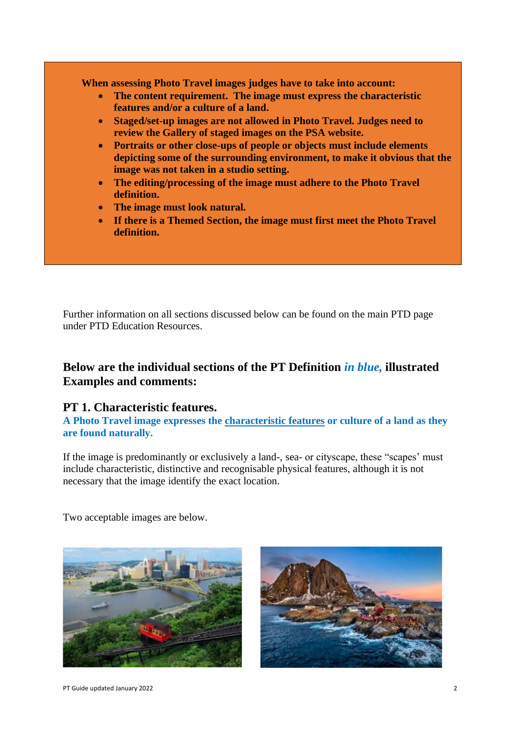**When assessing Photo Travel images judges have to take into account:**

- **The content requirement. The image must express the characteristic features and/or a culture of a land.**
- **Staged/set-up images are not allowed in Photo Travel. Judges need to review the Gallery of staged images on the PSA website.**
- **Portraits or other close-ups of people or objects must include elements depicting some of the surrounding environment, to make it obvious that the image was not taken in a studio setting.**
- **The editing/processing of the image must adhere to the Photo Travel definition.**
- **The image must look natural.**
- **If there is a Themed Section, the image must first meet the Photo Travel definition.**

Further information on all sections discussed below can be found on the main PTD page under PTD Education Resources.

## Below are the individual sections of the PT Definition *in blue,* illustrated Examples and comments:

### PT 1. Characteristic features.

**A Photo Travel image expresses the characteristic features or culture of a land as they are found naturally.**

If the image is predominantly or exclusively a land-, sea- or cityscape, these "scapes' must include characteristic, distinctive and recognisable physical features, although it is not necessary that the image identify the exact location.

Two acceptable images are below.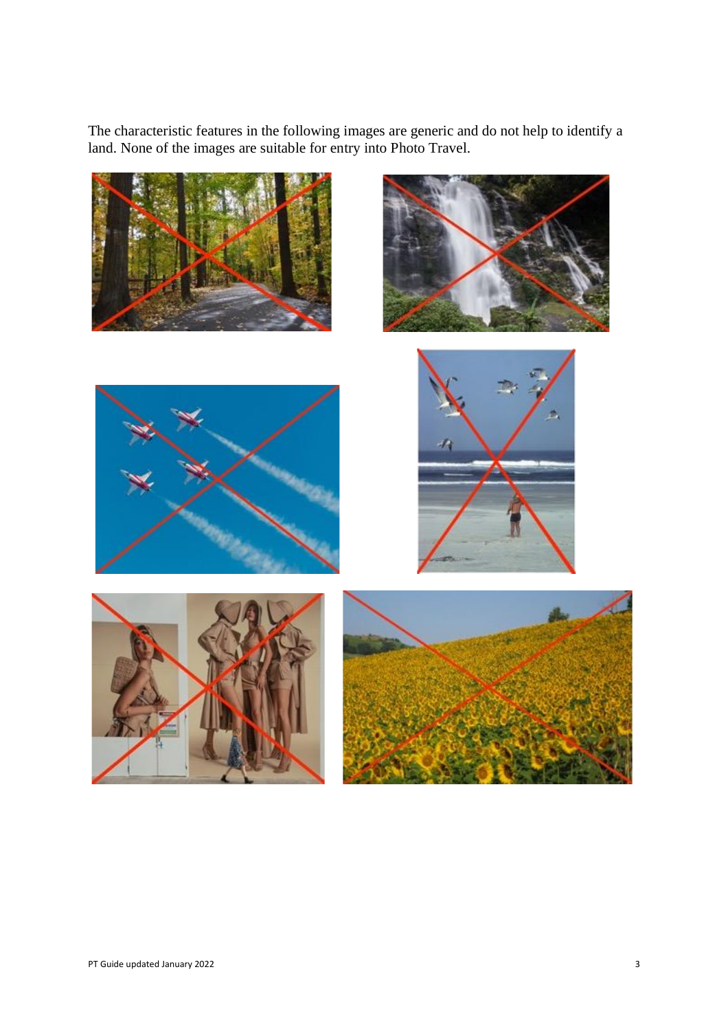The characteristic features in the following images are generic and do not help to identify a land. None of the images are suitable for entry into Photo Travel.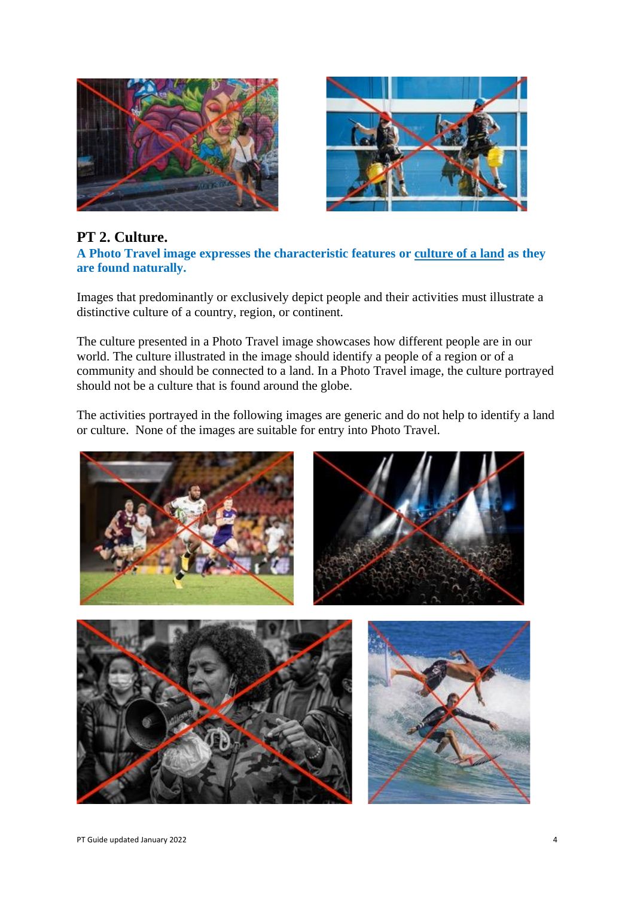## PT 2. Culture.

**A Photo Travel image expresses the characteristic features or culture of a land as they are found naturally.**

Images that predominantly or exclusively depict people and their activities must illustrate a distinctive culture of a country, region, or continent.

The culture presented in a Photo Travel image showcases how different people are in our world. The culture illustrated in the image should identify a people of a region or of a community and should be connected to a land. In a Photo Travel image, the culture portrayed should not be a culture that is found around the globe.

The activities portrayed in the following images are generic and do not help to identify a land or culture. None of the images are suitable for entry into Photo Travel.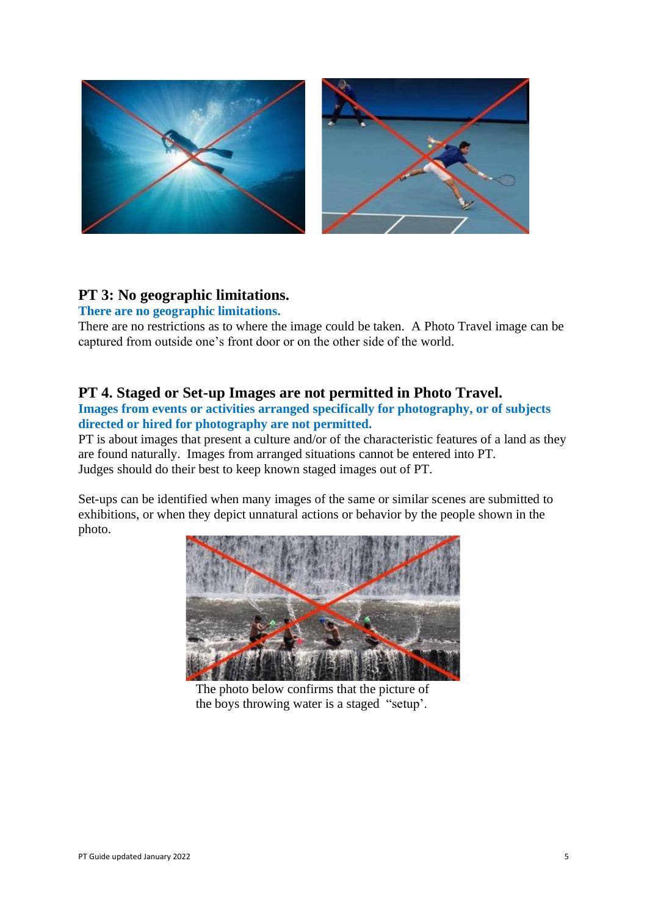## PT 3: No geographic limitations.

**There are no geographic limitations.**

There are no restrictions as to where the image could be taken. A Photo Travel image can be captured from outside one's front door or on the other side of the world.

## PT 4. Staged or Set-up Images are not permitted in Photo Travel.

**Images from events or activities arranged specifically for photography, or of subjects directed or hired for photography are not permitted.**

PT is about images that present a culture and/or of the characteristic features of a land as they are found naturally. Images from arranged situations cannot be entered into PT.
Judges should do their best to keep known staged images out of PT.

Set-ups can be identified when many images of the same or similar scenes are submitted to exhibitions, or when they depict unnatural actions or behavior by the people shown in the photo.

The photo below confirms that the picture of the boys throwing water is a staged "setup'.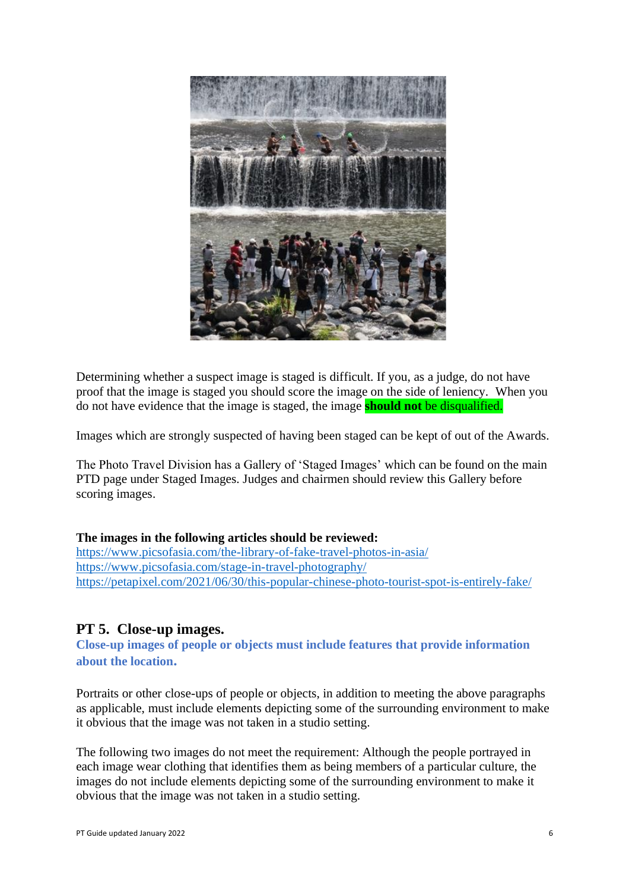Determining whether a suspect image is staged is difficult. If you, as a judge, do not have proof that the image is staged you should score the image on the side of leniency. When you do not have evidence that the image is staged, the image **should not** be disqualified.

Images which are strongly suspected of having been staged can be kept of out of the Awards.

The Photo Travel Division has a Gallery of 'Staged Images' which can be found on the main PTD page under Staged Images. Judges and chairmen should review this Gallery before scoring images.

**The images in the following articles should be reviewed:**
https://www.picsofasia.com/the-library-of-fake-travel-photos-in-asia/
https://www.picsofasia.com/stage-in-travel-photography/
https://petapixel.com/2021/06/30/this-popular-chinese-photo-tourist-spot-is-entirely-fake/

## PT 5. Close-up images.

**Close-up images of people or objects must include features that provide information about the location.**

Portraits or other close-ups of people or objects, in addition to meeting the above paragraphs as applicable, must include elements depicting some of the surrounding environment to make it obvious that the image was not taken in a studio setting.

The following two images do not meet the requirement: Although the people portrayed in each image wear clothing that identifies them as being members of a particular culture, the images do not include elements depicting some of the surrounding environment to make it obvious that the image was not taken in a studio setting.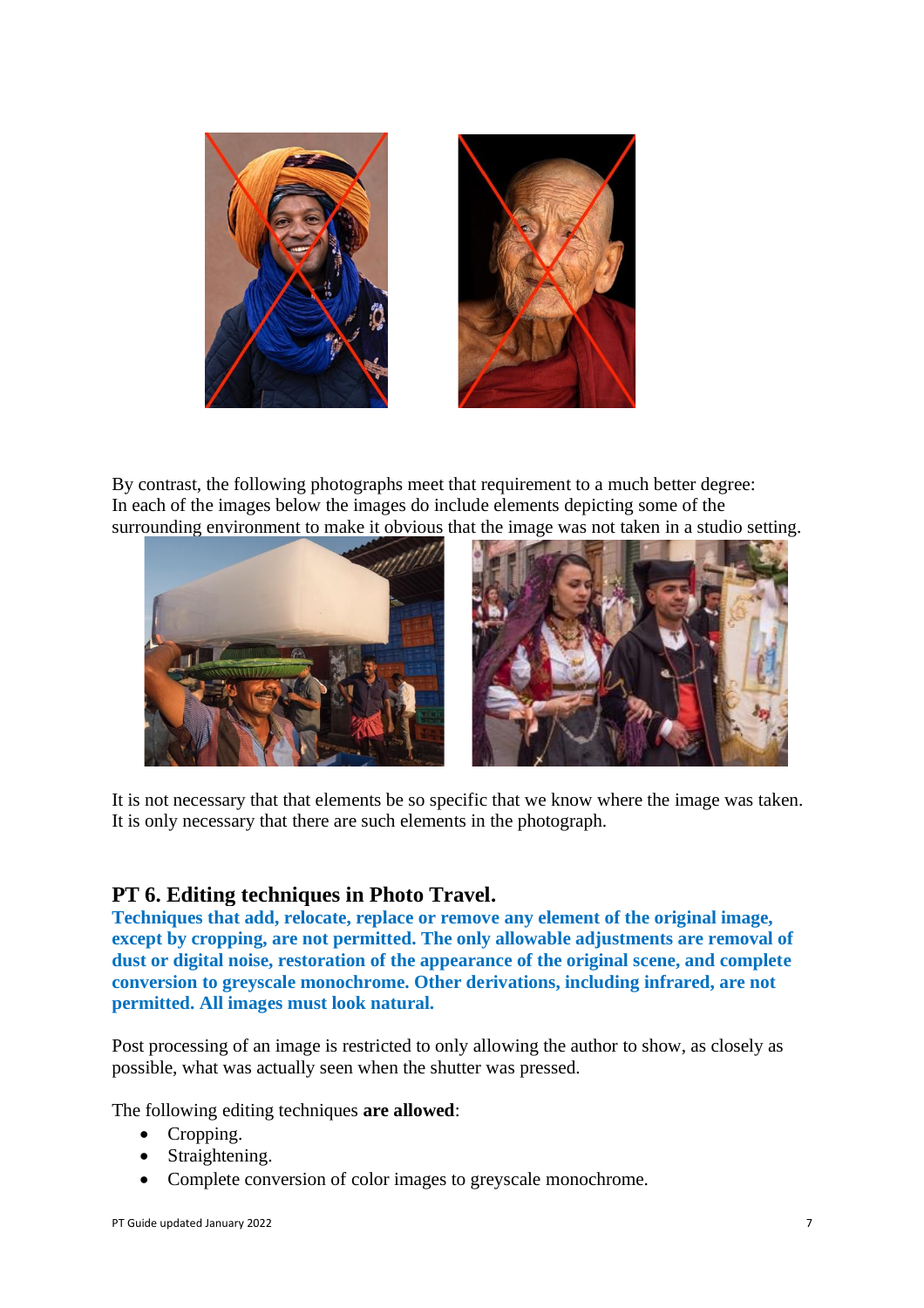By contrast, the following photographs meet that requirement to a much better degree: In each of the images below the images do include elements depicting some of the surrounding environment to make it obvious that the image was not taken in a studio setting.

It is not necessary that that elements be so specific that we know where the image was taken. It is only necessary that there are such elements in the photograph.

## PT 6. Editing techniques in Photo Travel.

**Techniques that add, relocate, replace or remove any element of the original image, except by cropping, are not permitted. The only allowable adjustments are removal of dust or digital noise, restoration of the appearance of the original scene, and complete conversion to greyscale monochrome. Other derivations, including infrared, are not permitted. All images must look natural.**

Post processing of an image is restricted to only allowing the author to show, as closely as possible, what was actually seen when the shutter was pressed.

The following editing techniques **are allowed**:

- Cropping.
- Straightening.
- Complete conversion of color images to greyscale monochrome.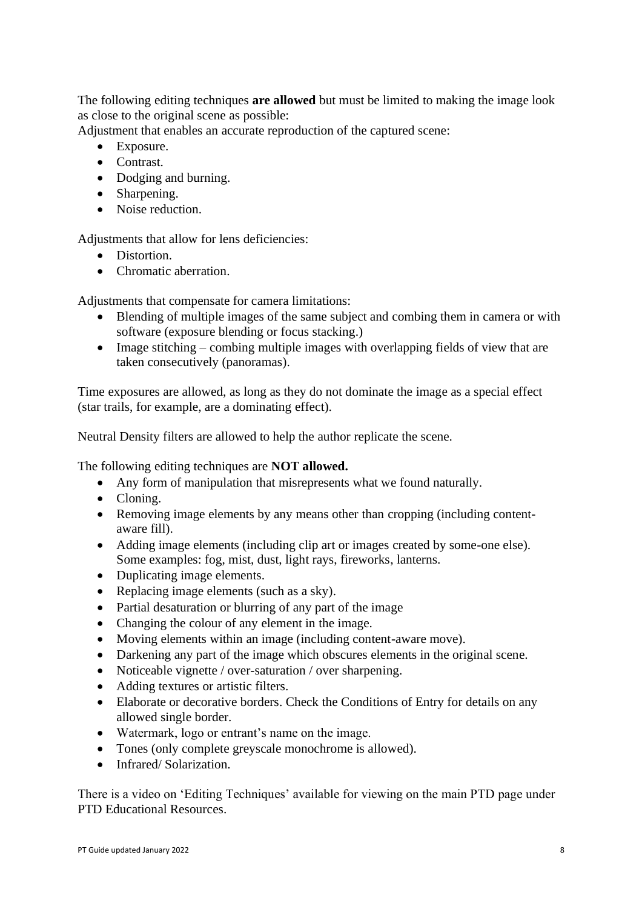The following editing techniques **are allowed** but must be limited to making the image look as close to the original scene as possible:

Adjustment that enables an accurate reproduction of the captured scene:

- Exposure.
- Contrast.
- Dodging and burning.
- Sharpening.
- Noise reduction.

Adjustments that allow for lens deficiencies:

- Distortion.
- Chromatic aberration.

Adjustments that compensate for camera limitations:

- Blending of multiple images of the same subject and combing them in camera or with software (exposure blending or focus stacking.)
- Image stitching – combing multiple images with overlapping fields of view that are taken consecutively (panoramas).

Time exposures are allowed, as long as they do not dominate the image as a special effect (star trails, for example, are a dominating effect).

Neutral Density filters are allowed to help the author replicate the scene.

The following editing techniques are **NOT allowed.**

- Any form of manipulation that misrepresents what we found naturally.
- Cloning.
- Removing image elements by any means other than cropping (including content-aware fill).
- Adding image elements (including clip art or images created by some-one else). Some examples: fog, mist, dust, light rays, fireworks, lanterns.
- Duplicating image elements.
- Replacing image elements (such as a sky).
- Partial desaturation or blurring of any part of the image
- Changing the colour of any element in the image.
- Moving elements within an image (including content-aware move).
- Darkening any part of the image which obscures elements in the original scene.
- Noticeable vignette / over-saturation / over sharpening.
- Adding textures or artistic filters.
- Elaborate or decorative borders. Check the Conditions of Entry for details on any allowed single border.
- Watermark, logo or entrant's name on the image.
- Tones (only complete greyscale monochrome is allowed).
- Infrared/ Solarization.

There is a video on 'Editing Techniques' available for viewing on the main PTD page under PTD Educational Resources.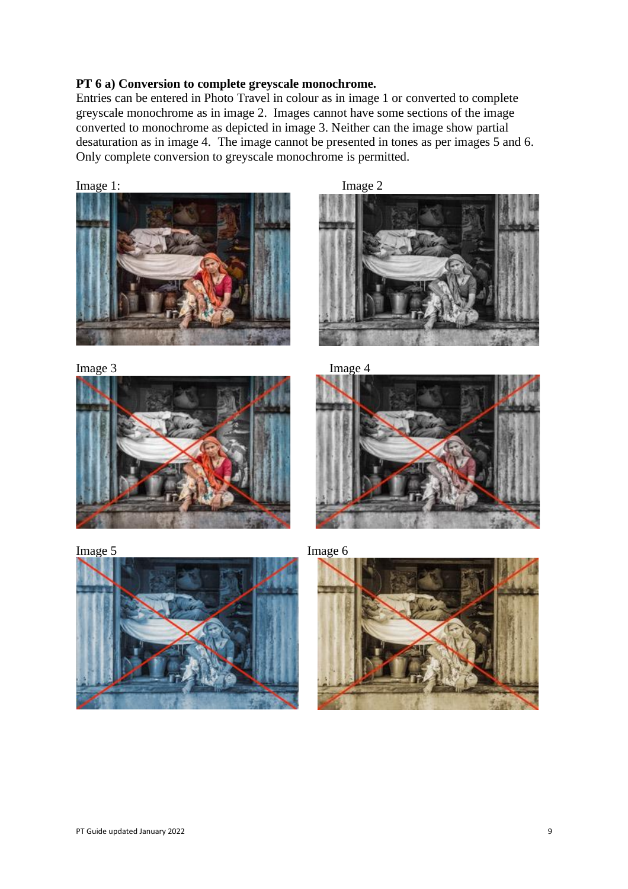**PT 6 a) Conversion to complete greyscale monochrome.**

Entries can be entered in Photo Travel in colour as in image 1 or converted to complete greyscale monochrome as in image 2. Images cannot have some sections of the image converted to monochrome as depicted in image 3. Neither can the image show partial desaturation as in image 4. The image cannot be presented in tones as per images 5 and 6. Only complete conversion to greyscale monochrome is permitted.

Image 1:

Image 2

Image 3

Image 4

Image 5

Image 6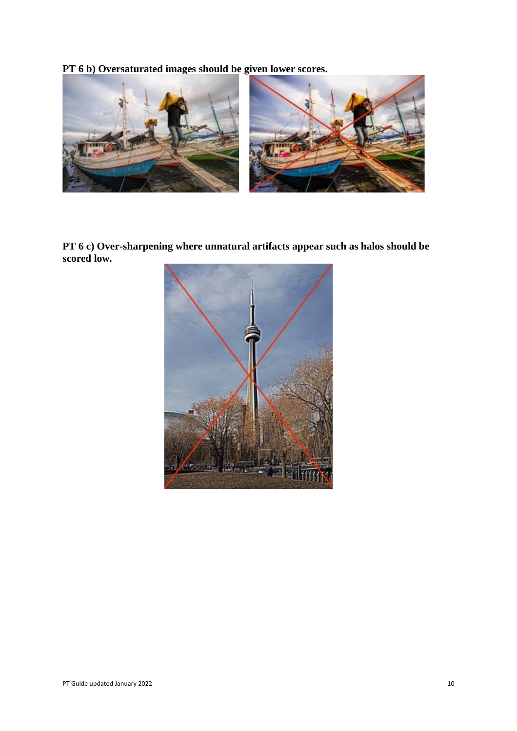**PT 6 b) Oversaturated images should be given lower scores.**

**PT 6 c) Over-sharpening where unnatural artifacts appear such as halos should be scored low.**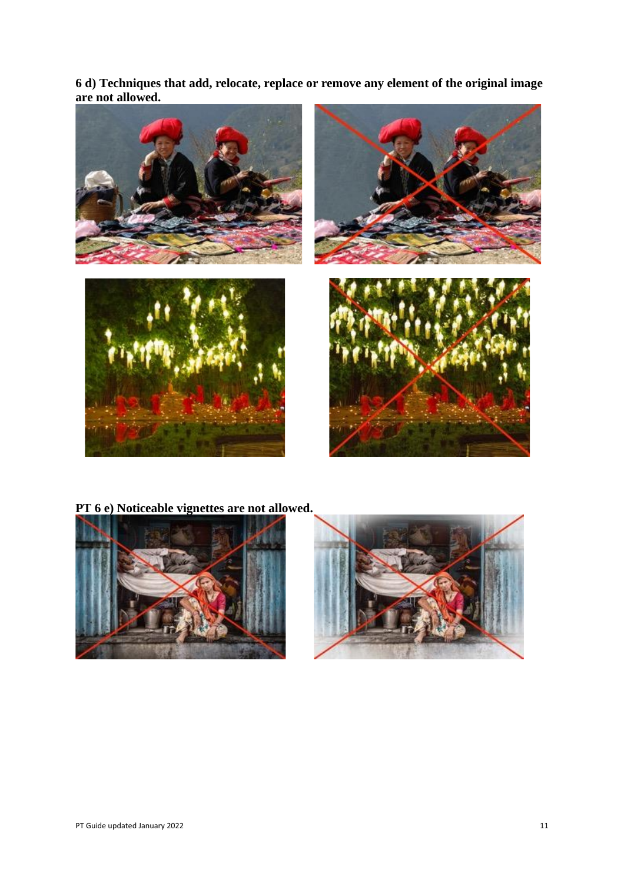**6 d) Techniques that add, relocate, replace or remove any element of the original image are not allowed.**

**PT 6 e) Noticeable vignettes are not allowed.**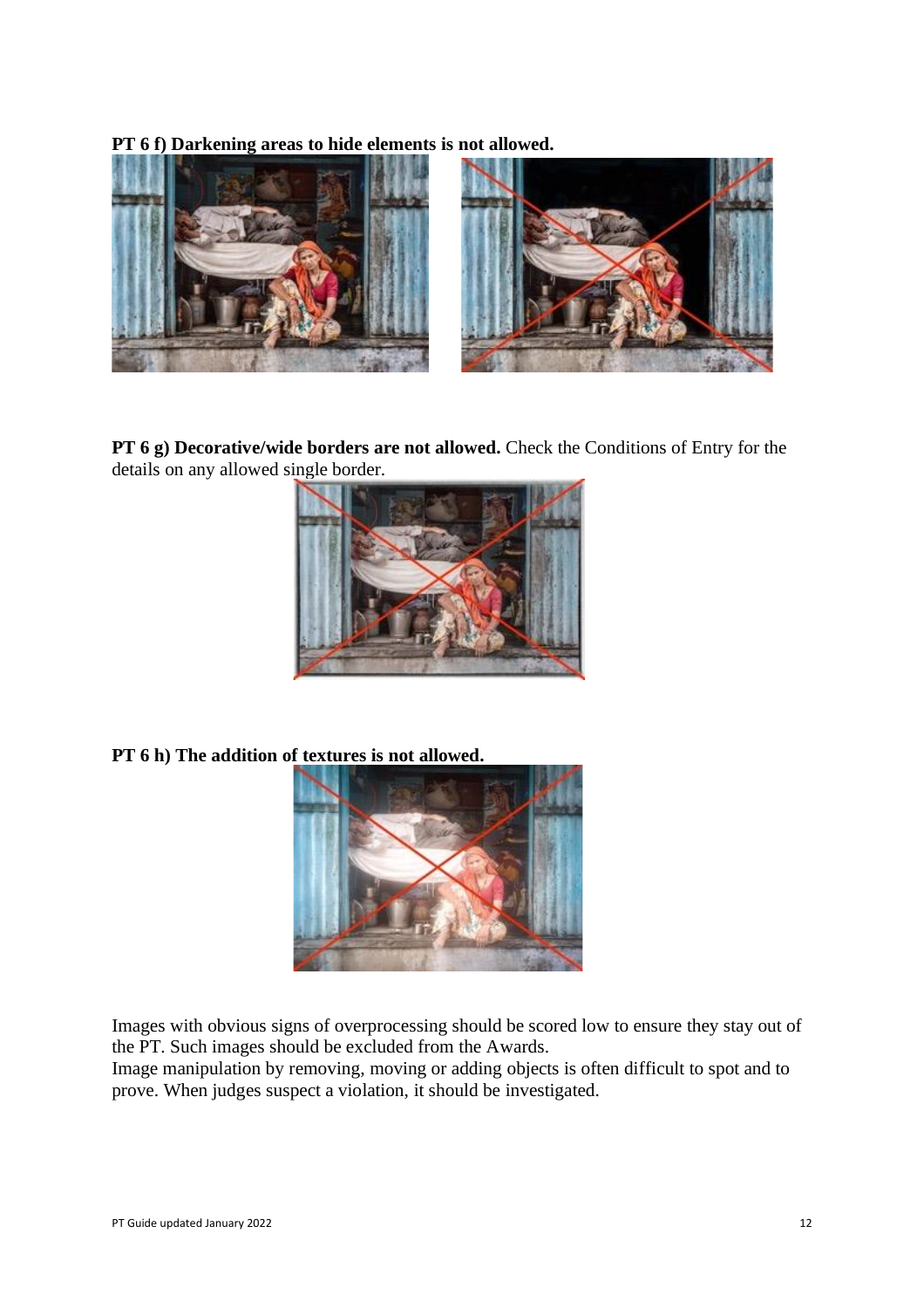**PT 6 f) Darkening areas to hide elements is not allowed.**

**PT 6 g) Decorative/wide borders are not allowed.** Check the Conditions of Entry for the details on any allowed single border.

**PT 6 h) The addition of textures is not allowed.**

Images with obvious signs of overprocessing should be scored low to ensure they stay out of the PT. Such images should be excluded from the Awards.
Image manipulation by removing, moving or adding objects is often difficult to spot and to prove. When judges suspect a violation, it should be investigated.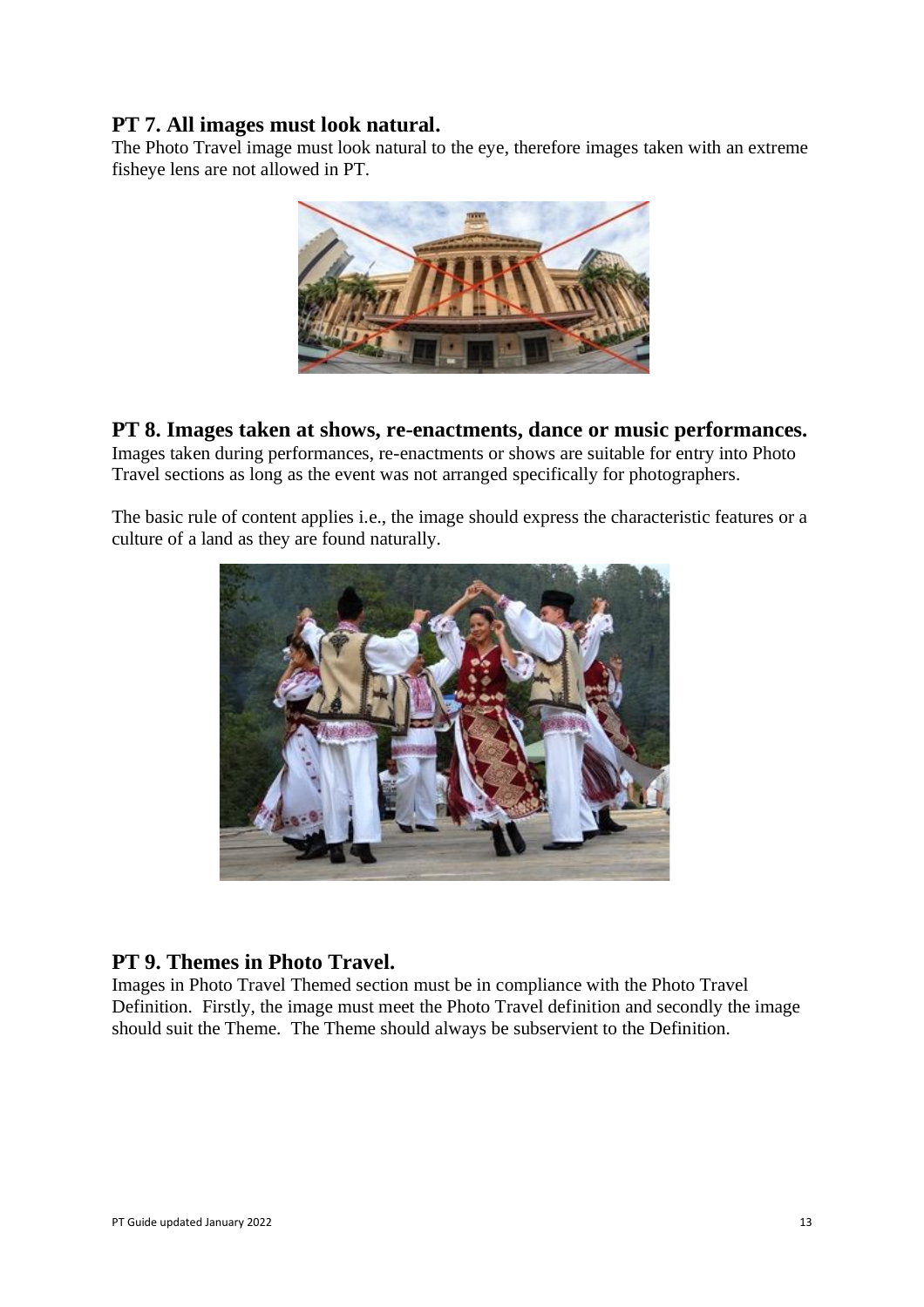## PT 7. All images must look natural.

The Photo Travel image must look natural to the eye, therefore images taken with an extreme fisheye lens are not allowed in PT.

## PT 8. Images taken at shows, re-enactments, dance or music performances.

Images taken during performances, re-enactments or shows are suitable for entry into Photo Travel sections as long as the event was not arranged specifically for photographers.

The basic rule of content applies i.e., the image should express the characteristic features or a culture of a land as they are found naturally.

## PT 9. Themes in Photo Travel.

Images in Photo Travel Themed section must be in compliance with the Photo Travel Definition. Firstly, the image must meet the Photo Travel definition and secondly the image should suit the Theme. The Theme should always be subservient to the Definition.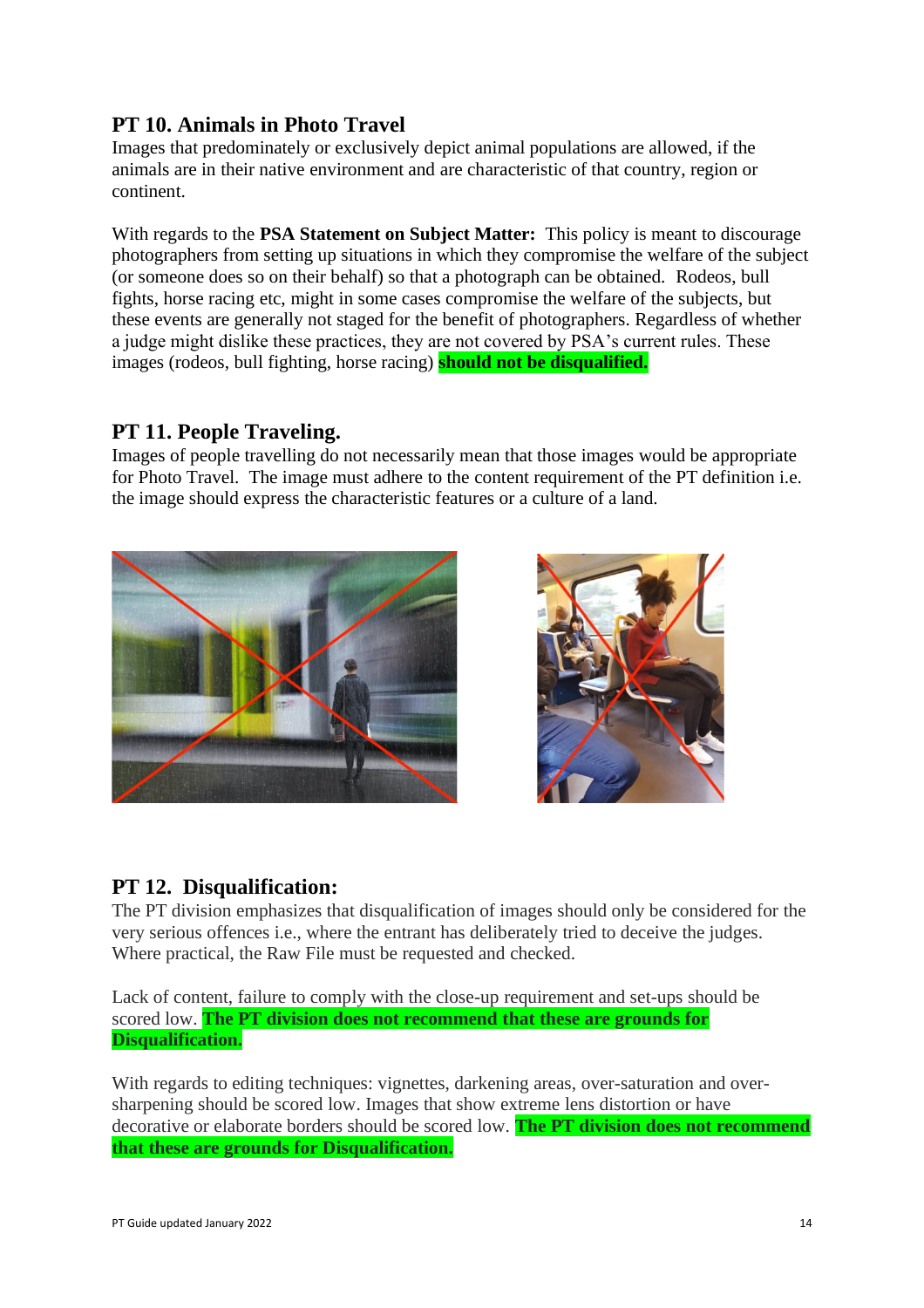## PT 10. Animals in Photo Travel

Images that predominately or exclusively depict animal populations are allowed, if the animals are in their native environment and are characteristic of that country, region or continent.

With regards to the **PSA Statement on Subject Matter:** This policy is meant to discourage photographers from setting up situations in which they compromise the welfare of the subject (or someone does so on their behalf) so that a photograph can be obtained. Rodeos, bull fights, horse racing etc, might in some cases compromise the welfare of the subjects, but these events are generally not staged for the benefit of photographers. Regardless of whether a judge might dislike these practices, they are not covered by PSA's current rules. These images (rodeos, bull fighting, horse racing) **should not be disqualified.**

## PT 11. People Traveling.

Images of people travelling do not necessarily mean that those images would be appropriate for Photo Travel. The image must adhere to the content requirement of the PT definition i.e. the image should express the characteristic features or a culture of a land.

## PT 12. Disqualification:

The PT division emphasizes that disqualification of images should only be considered for the very serious offences i.e., where the entrant has deliberately tried to deceive the judges. Where practical, the Raw File must be requested and checked.

Lack of content, failure to comply with the close-up requirement and set-ups should be scored low. **The PT division does not recommend that these are grounds for Disqualification.**

With regards to editing techniques: vignettes, darkening areas, over-saturation and over-sharpening should be scored low. Images that show extreme lens distortion or have decorative or elaborate borders should be scored low. **The PT division does not recommend that these are grounds for Disqualification.**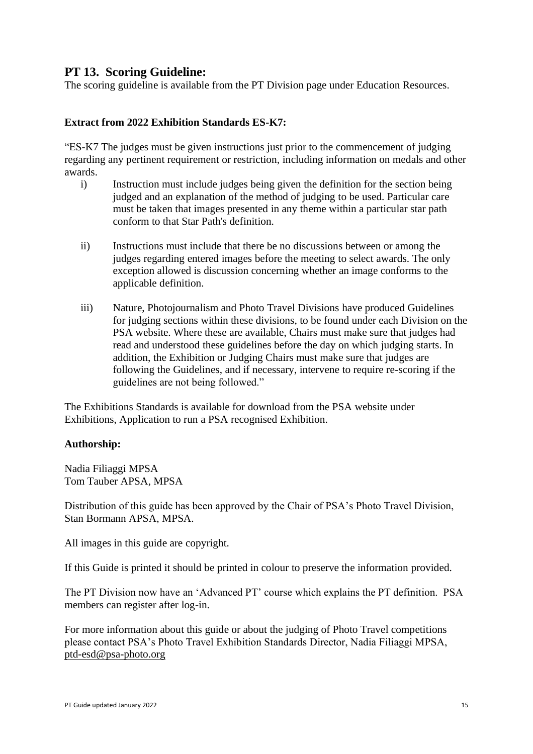## PT 13. Scoring Guideline:

The scoring guideline is available from the PT Division page under Education Resources.

**Extract from 2022 Exhibition Standards ES-K7:**

"ES-K7 The judges must be given instructions just prior to the commencement of judging regarding any pertinent requirement or restriction, including information on medals and other awards.

i) Instruction must include judges being given the definition for the section being judged and an explanation of the method of judging to be used. Particular care must be taken that images presented in any theme within a particular star path conform to that Star Path's definition.

ii) Instructions must include that there be no discussions between or among the judges regarding entered images before the meeting to select awards. The only exception allowed is discussion concerning whether an image conforms to the applicable definition.

iii) Nature, Photojournalism and Photo Travel Divisions have produced Guidelines for judging sections within these divisions, to be found under each Division on the PSA website. Where these are available, Chairs must make sure that judges had read and understood these guidelines before the day on which judging starts. In addition, the Exhibition or Judging Chairs must make sure that judges are following the Guidelines, and if necessary, intervene to require re-scoring if the guidelines are not being followed."

The Exhibitions Standards is available for download from the PSA website under Exhibitions, Application to run a PSA recognised Exhibition.

**Authorship:**

Nadia Filiaggi MPSA
Tom Tauber APSA, MPSA

Distribution of this guide has been approved by the Chair of PSA's Photo Travel Division, Stan Bormann APSA, MPSA.

All images in this guide are copyright.

If this Guide is printed it should be printed in colour to preserve the information provided.

The PT Division now have an 'Advanced PT' course which explains the PT definition. PSA members can register after log-in.

For more information about this guide or about the judging of Photo Travel competitions please contact PSA's Photo Travel Exhibition Standards Director, Nadia Filiaggi MPSA, ptd-esd@psa-photo.org